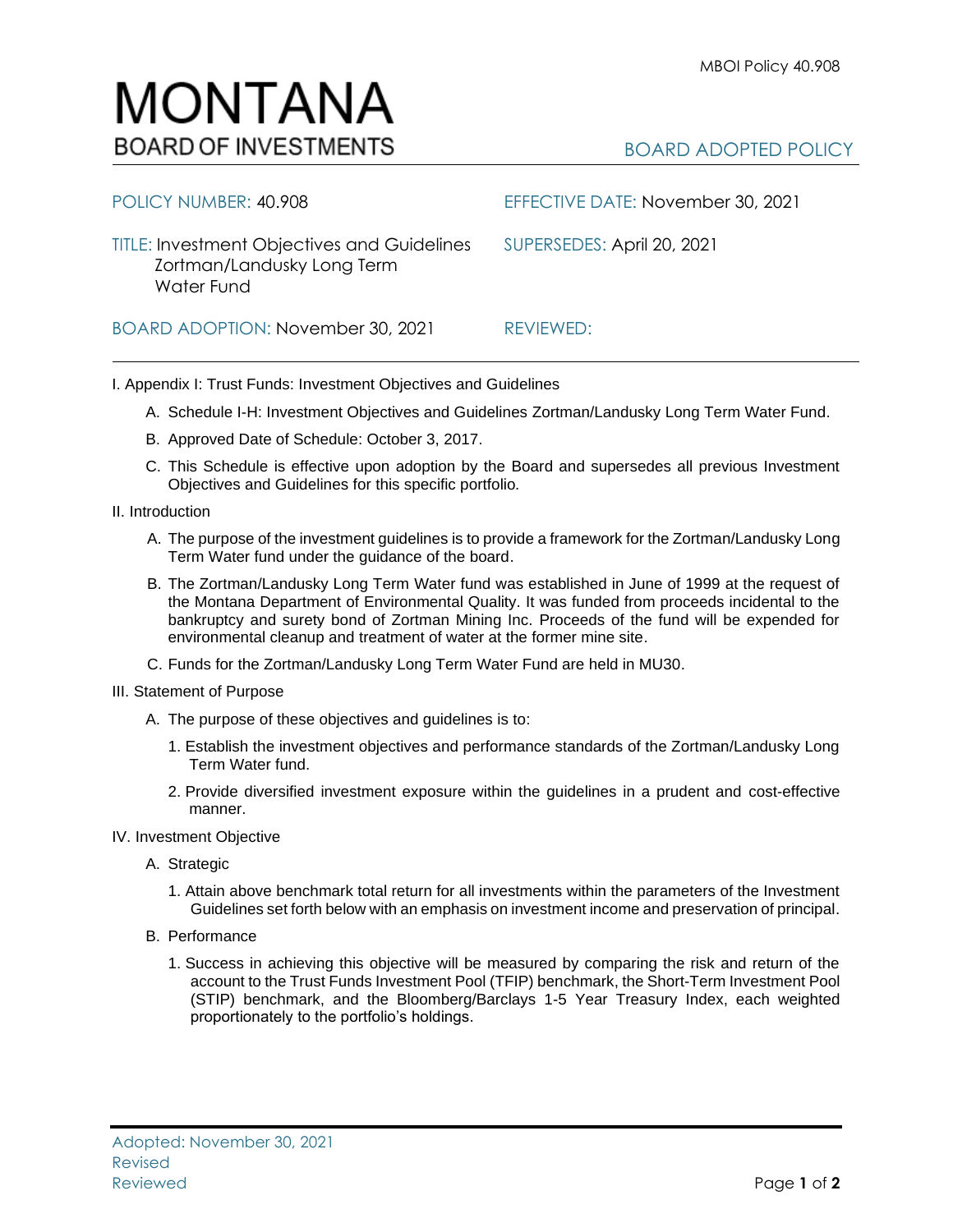# MONTANA
## BOARD OF INVESTMENTS

BOARD ADOPTED POLICY

| | |
|---|---|
| POLICY NUMBER: 40.908 | EFFECTIVE DATE: November 30, 2021 |
| TITLE: Investment Objectives and Guidelines Zortman/Landusky Long Term Water Fund | SUPERSEDES: April 20, 2021 |
| BOARD ADOPTION: November 30, 2021 | REVIEWED: |

I. Appendix I: Trust Funds: Investment Objectives and Guidelines

A. Schedule I-H: Investment Objectives and Guidelines Zortman/Landusky Long Term Water Fund.

B. Approved Date of Schedule: October 3, 2017.

C. This Schedule is effective upon adoption by the Board and supersedes all previous Investment Objectives and Guidelines for this specific portfolio.

II. Introduction

A. The purpose of the investment guidelines is to provide a framework for the Zortman/Landusky Long Term Water fund under the guidance of the board.

B. The Zortman/Landusky Long Term Water fund was established in June of 1999 at the request of the Montana Department of Environmental Quality. It was funded from proceeds incidental to the bankruptcy and surety bond of Zortman Mining Inc. Proceeds of the fund will be expended for environmental cleanup and treatment of water at the former mine site.

C. Funds for the Zortman/Landusky Long Term Water Fund are held in MU30.

III. Statement of Purpose

A. The purpose of these objectives and guidelines is to:

1. Establish the investment objectives and performance standards of the Zortman/Landusky Long Term Water fund.

2. Provide diversified investment exposure within the guidelines in a prudent and cost-effective manner.

IV. Investment Objective

A. Strategic

1. Attain above benchmark total return for all investments within the parameters of the Investment Guidelines set forth below with an emphasis on investment income and preservation of principal.

B. Performance

1. Success in achieving this objective will be measured by comparing the risk and return of the account to the Trust Funds Investment Pool (TFIP) benchmark, the Short-Term Investment Pool (STIP) benchmark, and the Bloomberg/Barclays 1-5 Year Treasury Index, each weighted proportionately to the portfolio's holdings.

Adopted: November 30, 2021
Revised
Reviewed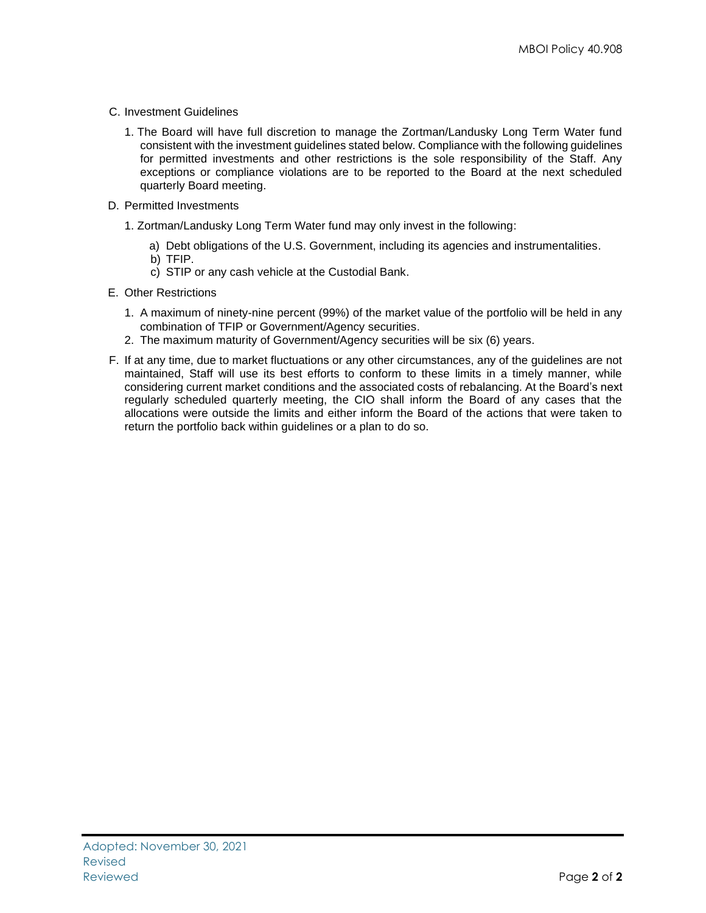C. Investment Guidelines

1. The Board will have full discretion to manage the Zortman/Landusky Long Term Water fund consistent with the investment guidelines stated below. Compliance with the following guidelines for permitted investments and other restrictions is the sole responsibility of the Staff. Any exceptions or compliance violations are to be reported to the Board at the next scheduled quarterly Board meeting.

D. Permitted Investments

1. Zortman/Landusky Long Term Water fund may only invest in the following:

   a) Debt obligations of the U.S. Government, including its agencies and instrumentalities.
   b) TFIP.
   c) STIP or any cash vehicle at the Custodial Bank.

E. Other Restrictions

1. A maximum of ninety-nine percent (99%) of the market value of the portfolio will be held in any combination of TFIP or Government/Agency securities.
2. The maximum maturity of Government/Agency securities will be six (6) years.

F. If at any time, due to market fluctuations or any other circumstances, any of the guidelines are not maintained, Staff will use its best efforts to conform to these limits in a timely manner, while considering current market conditions and the associated costs of rebalancing. At the Board's next regularly scheduled quarterly meeting, the CIO shall inform the Board of any cases that the allocations were outside the limits and either inform the Board of the actions that were taken to return the portfolio back within guidelines or a plan to do so.

Adopted: November 30, 2021
Revised
Reviewed